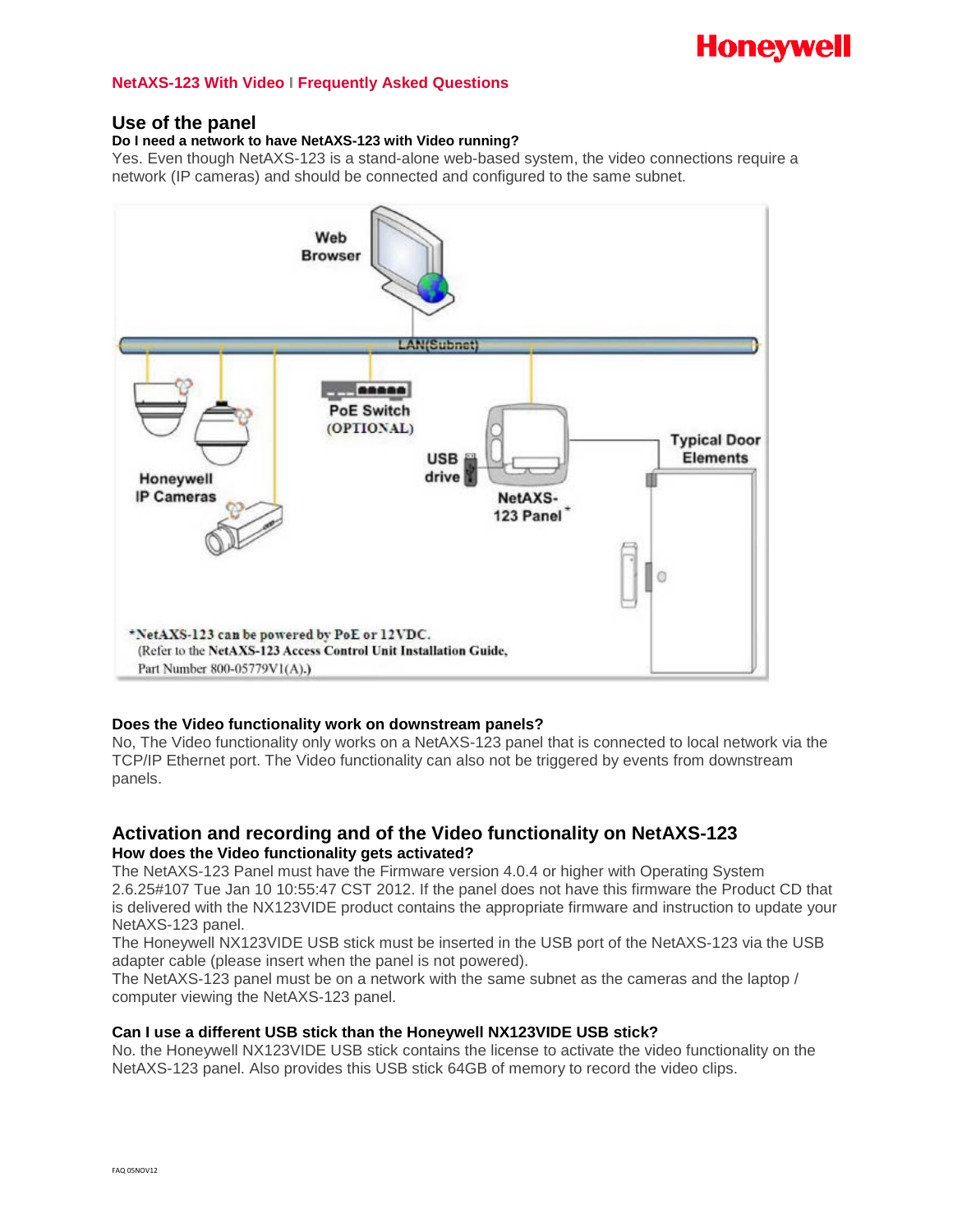**NetAXS-123 With Video | Frequently Asked Questions**

## Use of the panel

**Do I need a network to have NetAXS-123 with Video running?**

Yes. Even though NetAXS-123 is a stand-alone web-based system, the video connections require a network (IP cameras) and should be connected and configured to the same subnet.

**Does the Video functionality work on downstream panels?**

No, The Video functionality only works on a NetAXS-123 panel that is connected to local network via the TCP/IP Ethernet port. The Video functionality can also not be triggered by events from downstream panels.

## Activation and recording and of the Video functionality on NetAXS-123

**How does the Video functionality gets activated?**

The NetAXS-123 Panel must have the Firmware version 4.0.4 or higher with Operating System 2.6.25#107 Tue Jan 10 10:55:47 CST 2012. If the panel does not have this firmware the Product CD that is delivered with the NX123VIDE product contains the appropriate firmware and instruction to update your NetAXS-123 panel.

The Honeywell NX123VIDE USB stick must be inserted in the USB port of the NetAXS-123 via the USB adapter cable (please insert when the panel is not powered).

The NetAXS-123 panel must be on a network with the same subnet as the cameras and the laptop / computer viewing the NetAXS-123 panel.

**Can I use a different USB stick than the Honeywell NX123VIDE USB stick?**

No. the Honeywell NX123VIDE USB stick contains the license to activate the video functionality on the NetAXS-123 panel. Also provides this USB stick 64GB of memory to record the video clips.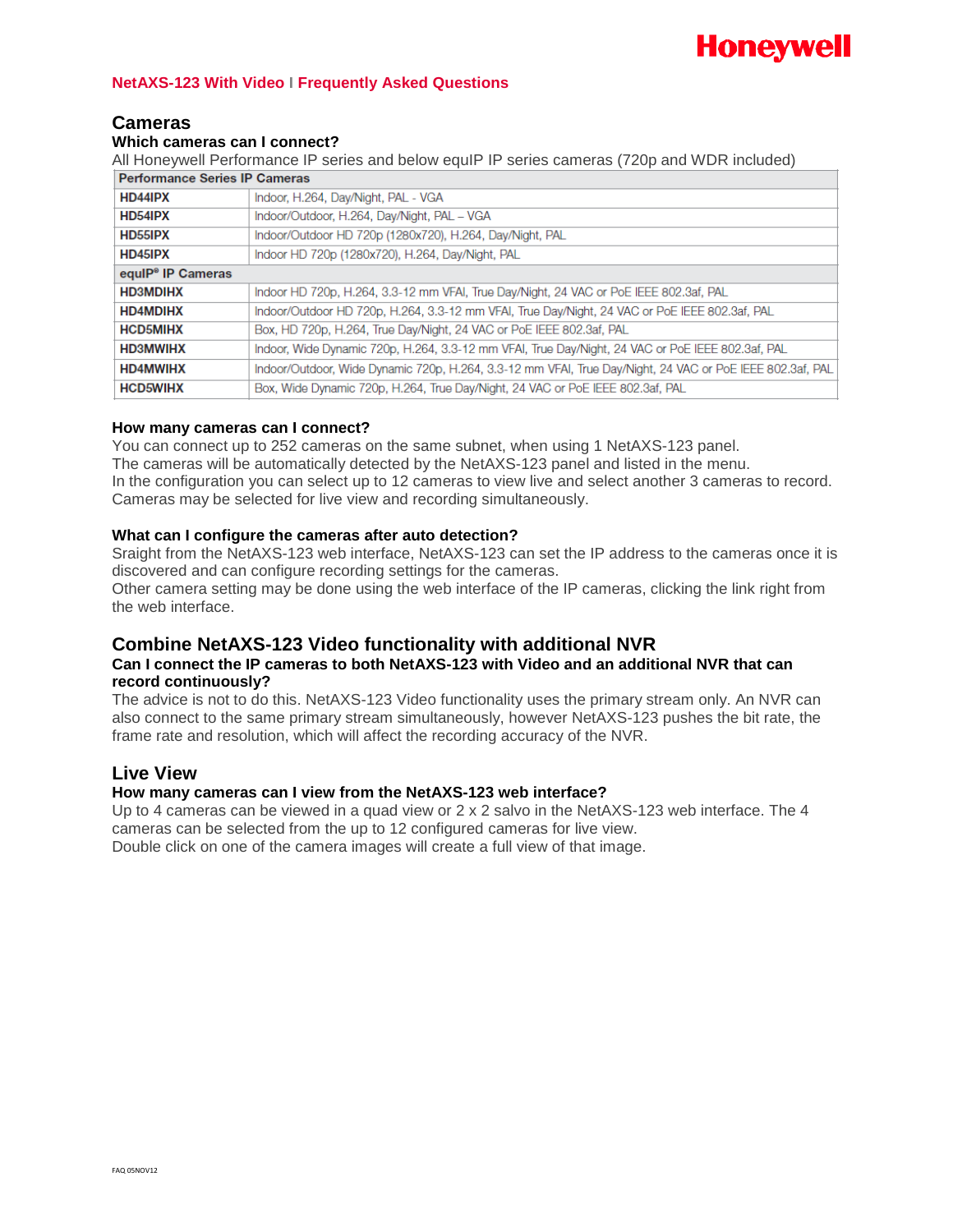## Cameras

### Which cameras can I connect?

All Honeywell Performance IP series and below equIP IP series cameras (720p and WDR included)

| Performance Series IP Cameras | |
|---|---|
| **HD44IPX** | Indoor, H.264, Day/Night, PAL - VGA |
| **HD54IPX** | Indoor/Outdoor, H.264, Day/Night, PAL – VGA |
| **HD55IPX** | Indoor/Outdoor HD 720p (1280x720), H.264, Day/Night, PAL |
| **HD45IPX** | Indoor HD 720p (1280x720), H.264, Day/Night, PAL |
| **equIP® IP Cameras** | |
| **HD3MDIHX** | Indoor HD 720p, H.264, 3.3-12 mm VFAI, True Day/Night, 24 VAC or PoE IEEE 802.3af, PAL |
| **HD4MDIHX** | Indoor/Outdoor HD 720p, H.264, 3.3-12 mm VFAI, True Day/Night, 24 VAC or PoE IEEE 802.3af, PAL |
| **HCD5MIHX** | Box, HD 720p, H.264, True Day/Night, 24 VAC or PoE IEEE 802.3af, PAL |
| **HD3MWIHX** | Indoor, Wide Dynamic 720p, H.264, 3.3-12 mm VFAI, True Day/Night, 24 VAC or PoE IEEE 802.3af, PAL |
| **HD4MWIHX** | Indoor/Outdoor, Wide Dynamic 720p, H.264, 3.3-12 mm VFAI, True Day/Night, 24 VAC or PoE IEEE 802.3af, PAL |
| **HCD5WIHX** | Box, Wide Dynamic 720p, H.264, True Day/Night, 24 VAC or PoE IEEE 802.3af, PAL |

### How many cameras can I connect?

You can connect up to 252 cameras on the same subnet, when using 1 NetAXS-123 panel.
The cameras will be automatically detected by the NetAXS-123 panel and listed in the menu.
In the configuration you can select up to 12 cameras to view live and select another 3 cameras to record.
Cameras may be selected for live view and recording simultaneously.

### What can I configure the cameras after auto detection?

Sraight from the NetAXS-123 web interface, NetAXS-123 can set the IP address to the cameras once it is discovered and can configure recording settings for the cameras.
Other camera setting may be done using the web interface of the IP cameras, clicking the link right from the web interface.

## Combine NetAXS-123 Video functionality with additional NVR

### Can I connect the IP cameras to both NetAXS-123 with Video and an additional NVR that can record continuously?

The advice is not to do this. NetAXS-123 Video functionality uses the primary stream only. An NVR can also connect to the same primary stream simultaneously, however NetAXS-123 pushes the bit rate, the frame rate and resolution, which will affect the recording accuracy of the NVR.

## Live View

### How many cameras can I view from the NetAXS-123 web interface?

Up to 4 cameras can be viewed in a quad view or 2 x 2 salvo in the NetAXS-123 web interface. The 4 cameras can be selected from the up to 12 configured cameras for live view.
Double click on one of the camera images will create a full view of that image.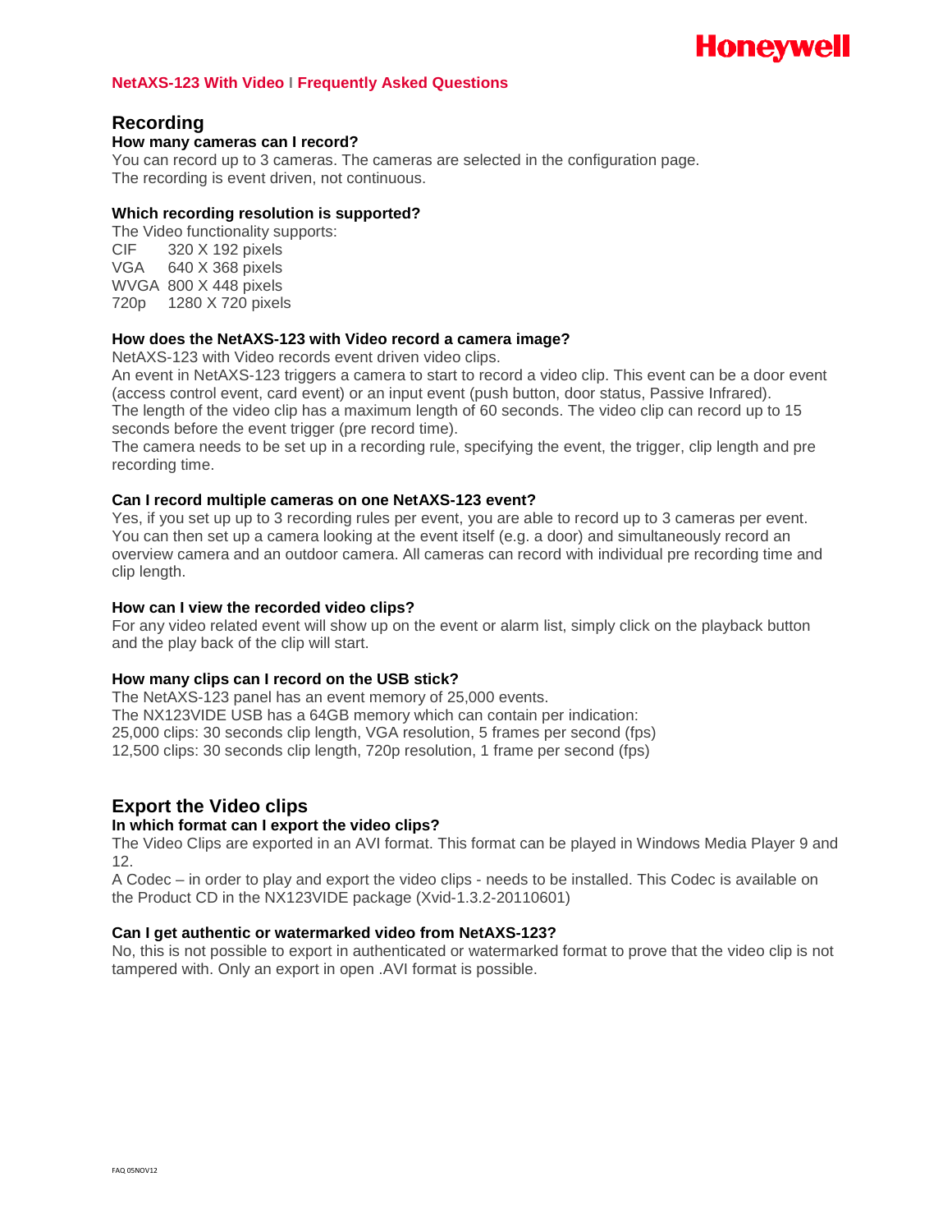## Recording

### How many cameras can I record?

You can record up to 3 cameras. The cameras are selected in the configuration page.
The recording is event driven, not continuous.

### Which recording resolution is supported?

The Video functionality supports:

| | |
|---|---|
| CIF | 320 X 192 pixels |
| VGA | 640 X 368 pixels |
| WVGA | 800 X 448 pixels |
| 720p | 1280 X 720 pixels |

### How does the NetAXS-123 with Video record a camera image?

NetAXS-123 with Video records event driven video clips.
An event in NetAXS-123 triggers a camera to start to record a video clip. This event can be a door event (access control event, card event) or an input event (push button, door status, Passive Infrared).
The length of the video clip has a maximum length of 60 seconds. The video clip can record up to 15 seconds before the event trigger (pre record time).
The camera needs to be set up in a recording rule, specifying the event, the trigger, clip length and pre recording time.

### Can I record multiple cameras on one NetAXS-123 event?

Yes, if you set up up to 3 recording rules per event, you are able to record up to 3 cameras per event. You can then set up a camera looking at the event itself (e.g. a door) and simultaneously record an overview camera and an outdoor camera. All cameras can record with individual pre recording time and clip length.

### How can I view the recorded video clips?

For any video related event will show up on the event or alarm list, simply click on the playback button and the play back of the clip will start.

### How many clips can I record on the USB stick?

The NetAXS-123 panel has an event memory of 25,000 events.
The NX123VIDE USB has a 64GB memory which can contain per indication:
25,000 clips: 30 seconds clip length, VGA resolution, 5 frames per second (fps)
12,500 clips: 30 seconds clip length, 720p resolution, 1 frame per second (fps)

## Export the Video clips

### In which format can I export the video clips?

The Video Clips are exported in an AVI format. This format can be played in Windows Media Player 9 and 12.
A Codec – in order to play and export the video clips - needs to be installed. This Codec is available on the Product CD in the NX123VIDE package (Xvid-1.3.2-20110601)

### Can I get authentic or watermarked video from NetAXS-123?

No, this is not possible to export in authenticated or watermarked format to prove that the video clip is not tampered with. Only an export in open .AVI format is possible.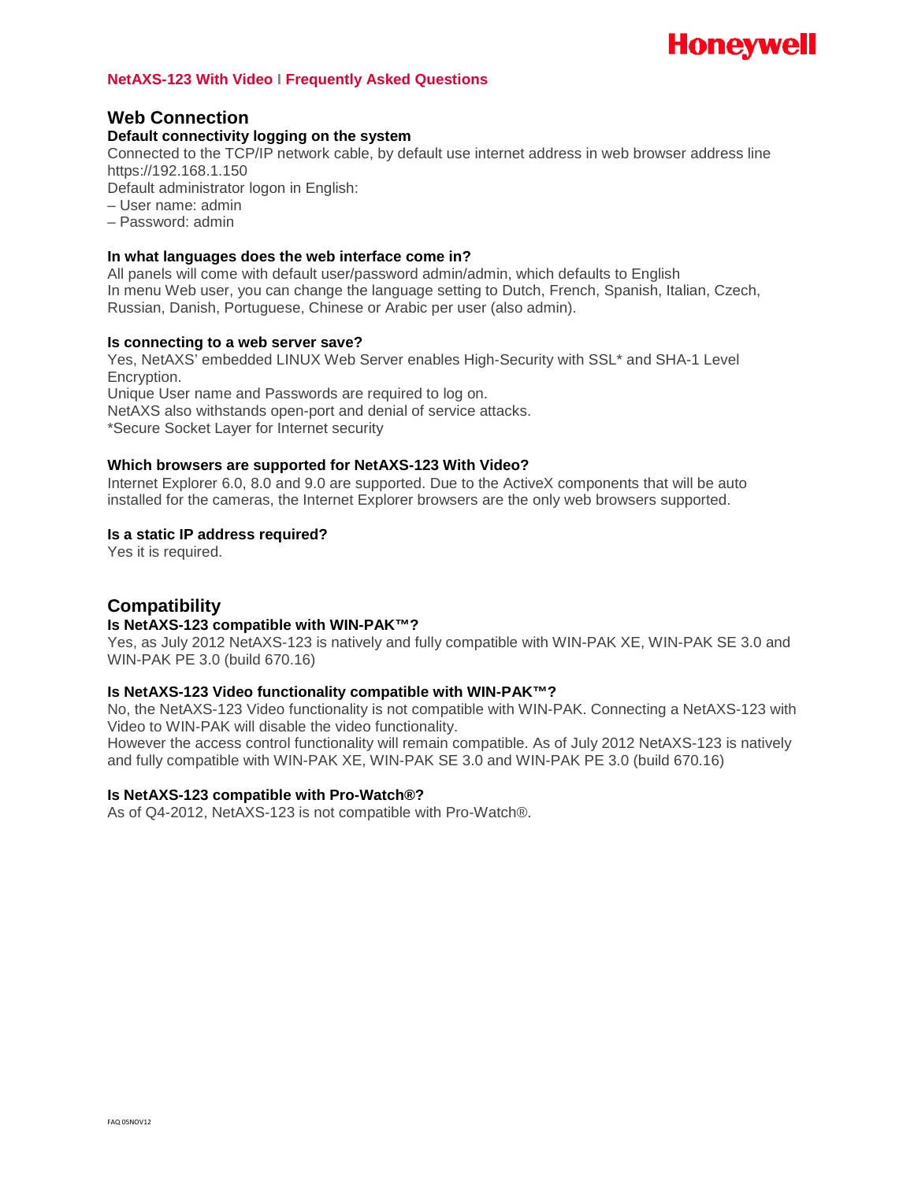## Web Connection

### Default connectivity logging on the system

Connected to the TCP/IP network cable, by default use internet address in web browser address line https://192.168.1.150

Default administrator logon in English:

– User name: admin

– Password: admin

### In what languages does the web interface come in?

All panels will come with default user/password admin/admin, which defaults to English

In menu Web user, you can change the language setting to Dutch, French, Spanish, Italian, Czech, Russian, Danish, Portuguese, Chinese or Arabic per user (also admin).

### Is connecting to a web server save?

Yes, NetAXS' embedded LINUX Web Server enables High-Security with SSL* and SHA-1 Level Encryption.

Unique User name and Passwords are required to log on.

NetAXS also withstands open-port and denial of service attacks.

*Secure Socket Layer for Internet security

### Which browsers are supported for NetAXS-123 With Video?

Internet Explorer 6.0, 8.0 and 9.0 are supported. Due to the ActiveX components that will be auto installed for the cameras, the Internet Explorer browsers are the only web browsers supported.

### Is a static IP address required?

Yes it is required.

## Compatibility

### Is NetAXS-123 compatible with WIN-PAK™?

Yes, as July 2012 NetAXS-123 is natively and fully compatible with WIN-PAK XE, WIN-PAK SE 3.0 and WIN-PAK PE 3.0 (build 670.16)

### Is NetAXS-123 Video functionality compatible with WIN-PAK™?

No, the NetAXS-123 Video functionality is not compatible with WIN-PAK. Connecting a NetAXS-123 with Video to WIN-PAK will disable the video functionality.

However the access control functionality will remain compatible. As of July 2012 NetAXS-123 is natively and fully compatible with WIN-PAK XE, WIN-PAK SE 3.0 and WIN-PAK PE 3.0 (build 670.16)

### Is NetAXS-123 compatible with Pro-Watch®?

As of Q4-2012, NetAXS-123 is not compatible with Pro-Watch®.